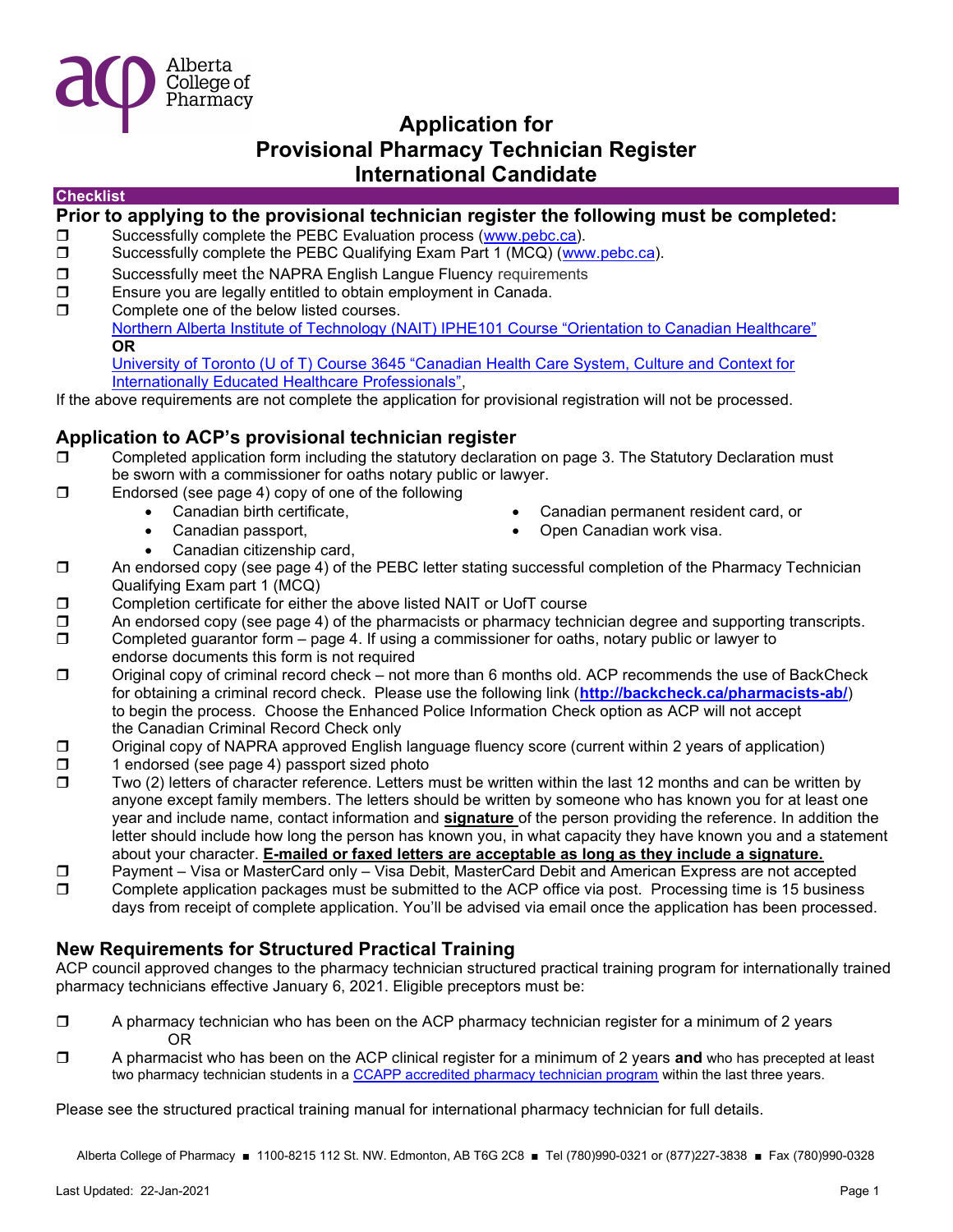Alberta College of Pharmacy

# Application for Provisional Pharmacy Technician Register International Candidate

## Checklist

### Prior to applying to the provisional technician register the following must be completed:

- ❒ Successfully complete the PEBC Evaluation process (www.pebc.ca).
- ❒ Successfully complete the PEBC Qualifying Exam Part 1 (MCQ) (www.pebc.ca).
- ❒ Successfully meet the NAPRA English Langue Fluency requirements
- ❒ Ensure you are legally entitled to obtain employment in Canada.
- ❒ Complete one of the below listed courses.
  Northern Alberta Institute of Technology (NAIT) IPHE101 Course "Orientation to Canadian Healthcare"
  **OR**
  University of Toronto (U of T) Course 3645 "Canadian Health Care System, Culture and Context for Internationally Educated Healthcare Professionals",

If the above requirements are not complete the application for provisional registration will not be processed.

## Application to ACP's provisional technician register

- ❒ Completed application form including the statutory declaration on page 3. The Statutory Declaration must be sworn with a commissioner for oaths notary public or lawyer.
- ❒ Endorsed (see page 4) copy of one of the following
  - Canadian birth certificate,
  - Canadian passport,
  - Canadian citizenship card,
  - Canadian permanent resident card, or
  - Open Canadian work visa.
- ❒ An endorsed copy (see page 4) of the PEBC letter stating successful completion of the Pharmacy Technician Qualifying Exam part 1 (MCQ)
- ❒ Completion certificate for either the above listed NAIT or UofT course
- ❒ An endorsed copy (see page 4) of the pharmacists or pharmacy technician degree and supporting transcripts.
- ❒ Completed guarantor form – page 4. If using a commissioner for oaths, notary public or lawyer to endorse documents this form is not required
- ❒ Original copy of criminal record check – not more than 6 months old. ACP recommends the use of BackCheck for obtaining a criminal record check. Please use the following link (**http://backcheck.ca/pharmacists-ab/**) to begin the process. Choose the Enhanced Police Information Check option as ACP will not accept the Canadian Criminal Record Check only
- ❒ Original copy of NAPRA approved English language fluency score (current within 2 years of application)
- ❒ 1 endorsed (see page 4) passport sized photo
- ❒ Two (2) letters of character reference. Letters must be written within the last 12 months and can be written by anyone except family members. The letters should be written by someone who has known you for at least one year and include name, contact information and **signature** of the person providing the reference. In addition the letter should include how long the person has known you, in what capacity they have known you and a statement about your character. **E-mailed or faxed letters are acceptable as long as they include a signature.**
- ❒ Payment – Visa or MasterCard only – Visa Debit, MasterCard Debit and American Express are not accepted
- ❒ Complete application packages must be submitted to the ACP office via post. Processing time is 15 business days from receipt of complete application. You'll be advised via email once the application has been processed.

## New Requirements for Structured Practical Training

ACP council approved changes to the pharmacy technician structured practical training program for internationally trained pharmacy technicians effective January 6, 2021. Eligible preceptors must be:

- ❒ A pharmacy technician who has been on the ACP pharmacy technician register for a minimum of 2 years
  OR
- ❒ A pharmacist who has been on the ACP clinical register for a minimum of 2 years **and** who has precepted at least two pharmacy technician students in a CCAPP accredited pharmacy technician program within the last three years.

Please see the structured practical training manual for international pharmacy technician for full details.

Alberta College of Pharmacy ■ 1100-8215 112 St. NW. Edmonton, AB T6G 2C8 ■ Tel (780)990-0321 or (877)227-3838 ■ Fax (780)990-0328

Last Updated: 22-Jan-2021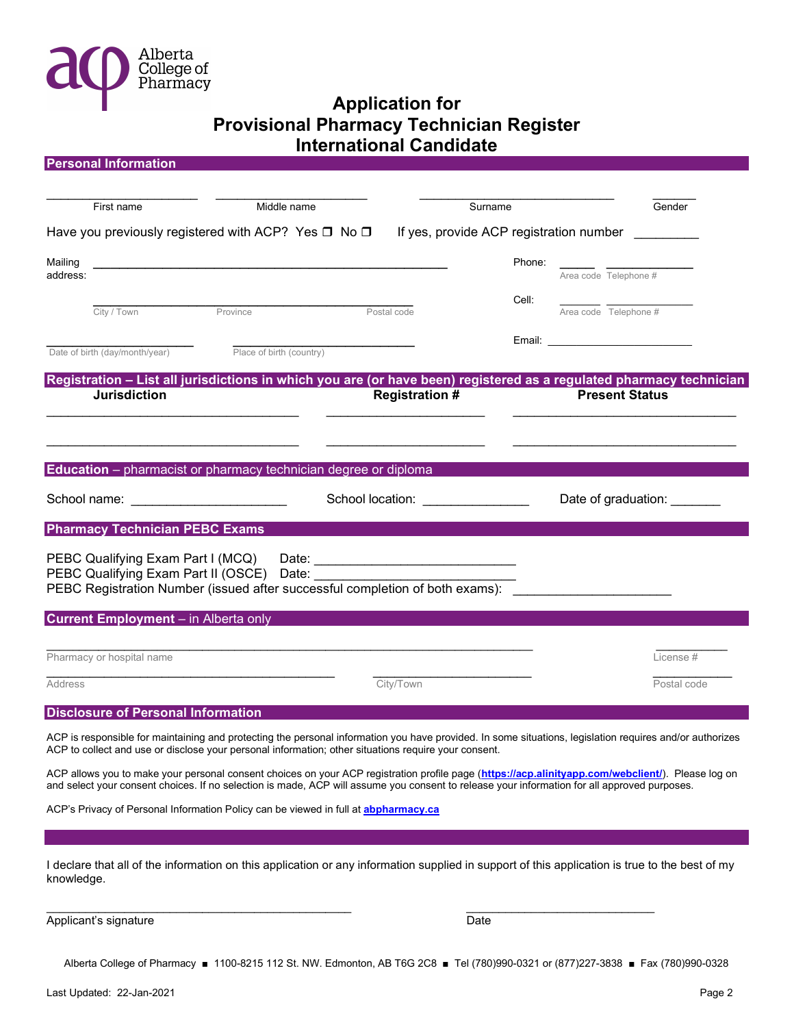Alberta College of Pharmacy

# Application for Provisional Pharmacy Technician Register International Candidate

## Personal Information

| First name | Middle name | Surname | Gender |
|---|---|---|---|
| | | | |

Have you previously registered with ACP? Yes ❐ No ❐ If yes, provide ACP registration number _________

Mailing address: ______________________________________________

City / Town Province Postal code

Phone: _____ ___________ (Area code, Telephone #)

Cell: _____ ___________ (Area code, Telephone #)

Email: ______________________

Date of birth (day/month/year) ______________ Place of birth (country) ______________

## Registration – List all jurisdictions in which you are (or have been) registered as a regulated pharmacy technician

| Jurisdiction | Registration # | Present Status |
|---|---|---|
| | | |
| | | |

## Education – pharmacist or pharmacy technician degree or diploma

School name: ____________________ School location: ______________ Date of graduation: _______

## Pharmacy Technician PEBC Exams

PEBC Qualifying Exam Part I (MCQ) Date: ___________________________

PEBC Qualifying Exam Part II (OSCE) Date: ___________________________

PEBC Registration Number (issued after successful completion of both exams): ____________________

## Current Employment – in Alberta only

Pharmacy or hospital name ______________________________ License # __________

Address ______________________ City/Town ______________ Postal code __________

## Disclosure of Personal Information

ACP is responsible for maintaining and protecting the personal information you have provided. In some situations, legislation requires and/or authorizes ACP to collect and use or disclose your personal information; other situations require your consent.

ACP allows you to make your personal consent choices on your ACP registration profile page (**https://acp.alinityapp.com/webclient/**). Please log on and select your consent choices. If no selection is made, ACP will assume you consent to release your information for all approved purposes.

ACP's Privacy of Personal Information Policy can be viewed in full at **abpharmacy.ca**

---

I declare that all of the information on this application or any information supplied in support of this application is true to the best of my knowledge.

Applicant's signature ______________________________ Date ______________________

Alberta College of Pharmacy ■ 1100-8215 112 St. NW. Edmonton, AB T6G 2C8 ■ Tel (780)990-0321 or (877)227-3838 ■ Fax (780)990-0328

Last Updated: 22-Jan-2021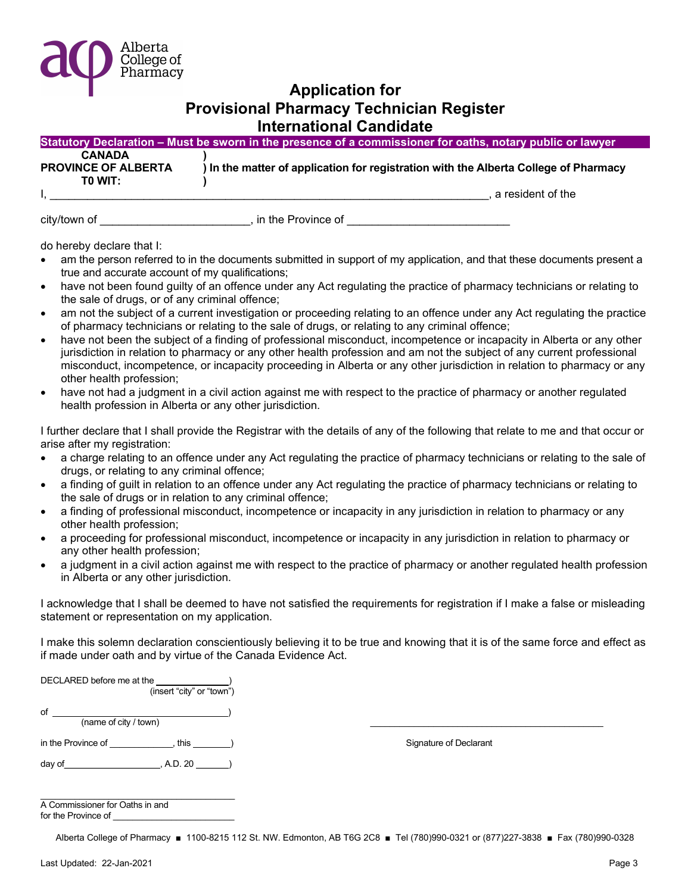Alberta College of Pharmacy

# Application for Provisional Pharmacy Technician Register International Candidate

**Statutory Declaration – Must be sworn in the presence of a commissioner for oaths, notary public or lawyer**

**CANADA** )
**PROVINCE OF ALBERTA** ) **In the matter of application for registration with the Alberta College of Pharmacy**
**T0 WIT:** )

I, \_\_\_\_\_\_\_\_\_\_\_\_\_\_\_\_\_\_\_\_\_\_\_\_\_\_\_\_\_\_\_\_\_\_\_\_\_\_\_\_\_\_\_\_\_\_\_\_\_\_\_\_\_\_\_\_\_\_\_\_\_\_\_\_, a resident of the

city/town of \_\_\_\_\_\_\_\_\_\_\_\_\_\_\_\_\_\_\_\_\_\_\_, in the Province of \_\_\_\_\_\_\_\_\_\_\_\_\_\_\_\_\_\_\_\_\_\_\_\_\_

do hereby declare that I:

- am the person referred to in the documents submitted in support of my application, and that these documents present a true and accurate account of my qualifications;
- have not been found guilty of an offence under any Act regulating the practice of pharmacy technicians or relating to the sale of drugs, or of any criminal offence;
- am not the subject of a current investigation or proceeding relating to an offence under any Act regulating the practice of pharmacy technicians or relating to the sale of drugs, or relating to any criminal offence;
- have not been the subject of a finding of professional misconduct, incompetence or incapacity in Alberta or any other jurisdiction in relation to pharmacy or any other health profession and am not the subject of any current professional misconduct, incompetence, or incapacity proceeding in Alberta or any other jurisdiction in relation to pharmacy or any other health profession;
- have not had a judgment in a civil action against me with respect to the practice of pharmacy or another regulated health profession in Alberta or any other jurisdiction.

I further declare that I shall provide the Registrar with the details of any of the following that relate to me and that occur or arise after my registration:

- a charge relating to an offence under any Act regulating the practice of pharmacy technicians or relating to the sale of drugs, or relating to any criminal offence;
- a finding of guilt in relation to an offence under any Act regulating the practice of pharmacy technicians or relating to the sale of drugs or in relation to any criminal offence;
- a finding of professional misconduct, incompetence or incapacity in any jurisdiction in relation to pharmacy or any other health profession;
- a proceeding for professional misconduct, incompetence or incapacity in any jurisdiction in relation to pharmacy or any other health profession;
- a judgment in a civil action against me with respect to the practice of pharmacy or another regulated health profession in Alberta or any other jurisdiction.

I acknowledge that I shall be deemed to have not satisfied the requirements for registration if I make a false or misleading statement or representation on my application.

I make this solemn declaration conscientiously believing it to be true and knowing that it is of the same force and effect as if made under oath and by virtue of the Canada Evidence Act.

DECLARED before me at the \_\_\_\_\_\_\_\_\_\_\_\_\_\_)
(insert "city" or "town")

of \_\_\_\_\_\_\_\_\_\_\_\_\_\_\_\_\_\_\_\_\_\_\_\_\_\_\_\_\_\_\_\_)
(name of city / town)

in the Province of \_\_\_\_\_\_\_\_\_\_\_\_, this \_\_\_\_\_\_\_)

day of\_\_\_\_\_\_\_\_\_\_\_\_\_\_\_\_\_\_, A.D. 20 \_\_\_\_\_\_)

\_\_\_\_\_\_\_\_\_\_\_\_\_\_\_\_\_\_\_\_\_\_\_\_\_\_\_\_\_\_\_\_\_\_\_\_\_\_\_\_\_\_
A Commissioner for Oaths in and
for the Province of \_\_\_\_\_\_\_\_\_\_\_\_\_\_\_\_\_\_\_\_\_\_\_

\_\_\_\_\_\_\_\_\_\_\_\_\_\_\_\_\_\_\_\_\_\_\_\_\_\_\_\_\_\_\_\_\_\_\_\_\_\_\_\_\_\_
Signature of Declarant

Alberta College of Pharmacy ■ 1100-8215 112 St. NW. Edmonton, AB T6G 2C8 ■ Tel (780)990-0321 or (877)227-3838 ■ Fax (780)990-0328

Last Updated: 22-Jan-2021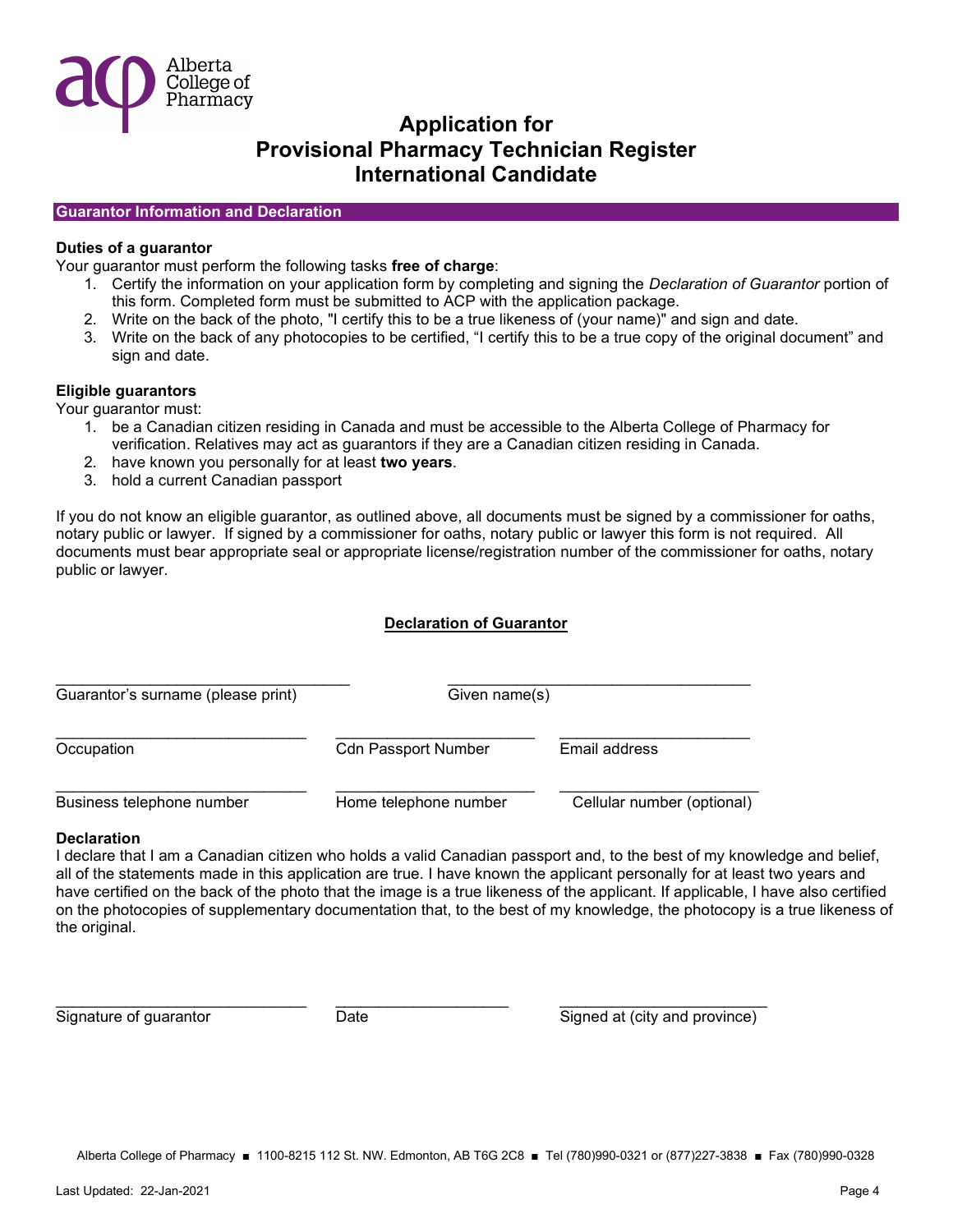# Application for Provisional Pharmacy Technician Register International Candidate

## Guarantor Information and Declaration

**Duties of a guarantor**

Your guarantor must perform the following tasks **free of charge**:

1. Certify the information on your application form by completing and signing the *Declaration of Guarantor* portion of this form. Completed form must be submitted to ACP with the application package.
2. Write on the back of the photo, "I certify this to be a true likeness of (your name)" and sign and date.
3. Write on the back of any photocopies to be certified, "I certify this to be a true copy of the original document" and sign and date.

**Eligible guarantors**

Your guarantor must:

1. be a Canadian citizen residing in Canada and must be accessible to the Alberta College of Pharmacy for verification. Relatives may act as guarantors if they are a Canadian citizen residing in Canada.
2. have known you personally for at least **two years**.
3. hold a current Canadian passport

If you do not know an eligible guarantor, as outlined above, all documents must be signed by a commissioner for oaths, notary public or lawyer. If signed by a commissioner for oaths, notary public or lawyer this form is not required. All documents must bear appropriate seal or appropriate license/registration number of the commissioner for oaths, notary public or lawyer.

### Declaration of Guarantor

| | |
|---|---|
| ______________________________ | ______________________________ |
| Guarantor's surname (please print) | Given name(s) |

| | | |
|---|---|---|
| ______________________________ | ______________________________ | ______________________________ |
| Occupation | Cdn Passport Number | Email address |
| ______________________________ | ______________________________ | ______________________________ |
| Business telephone number | Home telephone number | Cellular number (optional) |

**Declaration**

I declare that I am a Canadian citizen who holds a valid Canadian passport and, to the best of my knowledge and belief, all of the statements made in this application are true. I have known the applicant personally for at least two years and have certified on the back of the photo that the image is a true likeness of the applicant. If applicable, I have also certified on the photocopies of supplementary documentation that, to the best of my knowledge, the photocopy is a true likeness of the original.

| | | |
|---|---|---|
| ______________________________ | ______________________________ | ______________________________ |
| Signature of guarantor | Date | Signed at (city and province) |

Alberta College of Pharmacy ■ 1100-8215 112 St. NW. Edmonton, AB T6G 2C8 ■ Tel (780)990-0321 or (877)227-3838 ■ Fax (780)990-0328

Last Updated: 22-Jan-2021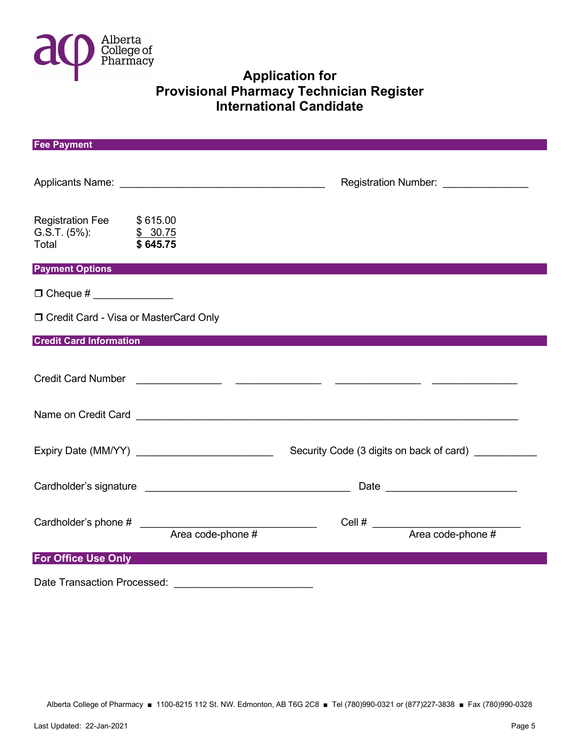Alberta College of Pharmacy

# Application for Provisional Pharmacy Technician Register International Candidate

## Fee Payment

Applicants Name: ___________________________________ Registration Number: ______________

| | |
|---|---|
| Registration Fee | $ 615.00 |
| G.S.T. (5%): | $ 30.75 |
| Total | **$ 645.75** |

## Payment Options

❒ Cheque # _____________

❒ Credit Card - Visa or MasterCard Only

## Credit Card Information

Credit Card Number ______________ ______________ ______________ ______________

Name on Credit Card _________________________________________________________________

Expiry Date (MM/YY) _______________________ Security Code (3 digits on back of card) __________

Cardholder's signature ___________________________________ Date ______________________

Cardholder's phone # ______________________________ Cell # _________________________

Area code-phone # Area code-phone #

## For Office Use Only

Date Transaction Processed: _______________________

Alberta College of Pharmacy ■ 1100-8215 112 St. NW. Edmonton, AB T6G 2C8 ■ Tel (780)990-0321 or (877)227-3838 ■ Fax (780)990-0328

Last Updated: 22-Jan-2021